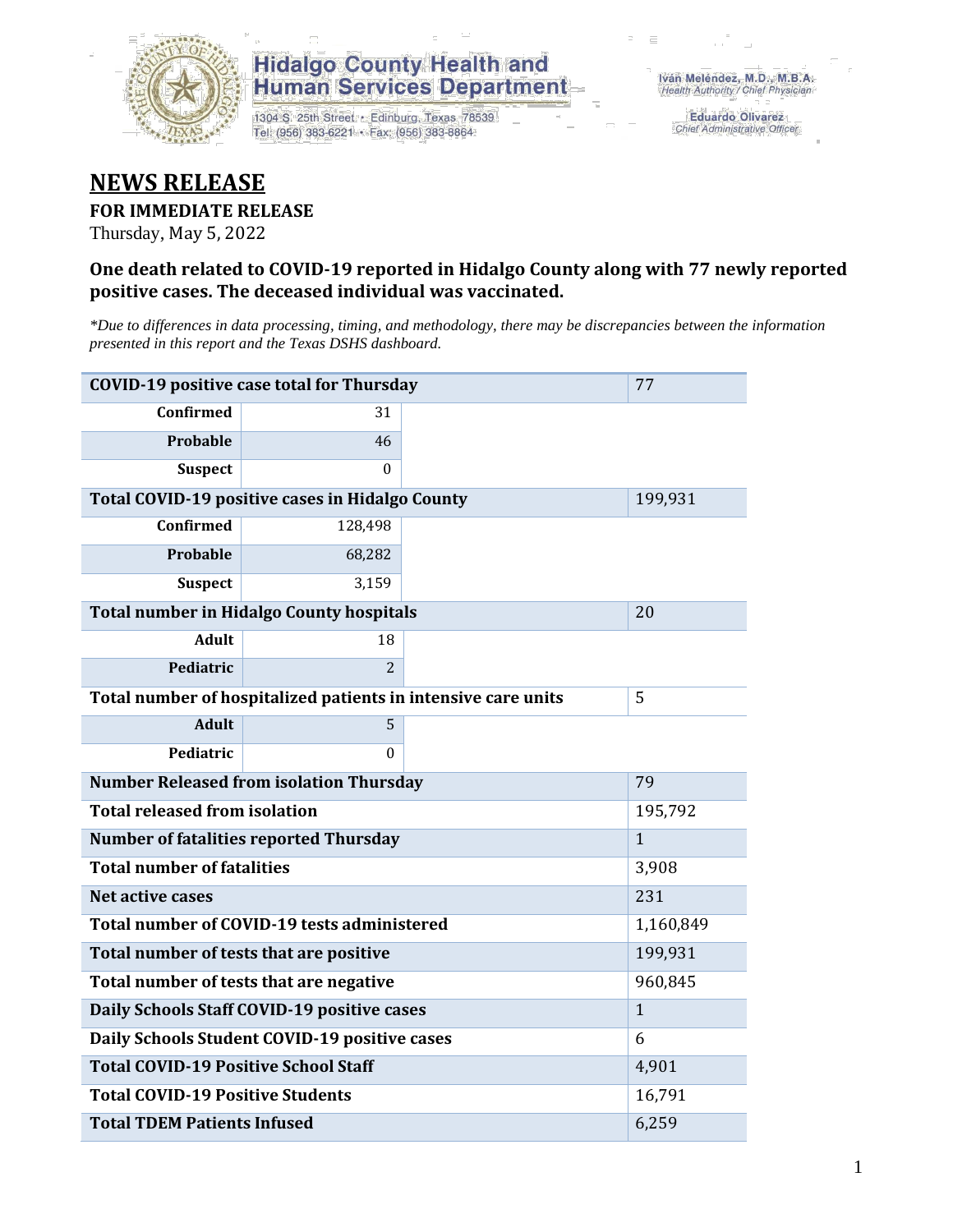Hidalgo County Health and Human Services Department

1304 S. 25th Street • Edinburg, Texas 78539
Tel: (956) 383-6221 • Fax: (956) 383-8864

Iván Meléndez, M.D., M.B.A.
*Health Authority / Chief Physician*

Eduardo Olivarez
*Chief Administrative Officer*

# NEWS RELEASE

**FOR IMMEDIATE RELEASE**

Thursday, May 5, 2022

### One death related to COVID-19 reported in Hidalgo County along with 77 newly reported positive cases. The deceased individual was vaccinated.

*\*Due to differences in data processing, timing, and methodology, there may be discrepancies between the information presented in this report and the Texas DSHS dashboard.*

| **COVID-19 positive case total for Thursday** | | 77 |
|---|---|---|
| **Confirmed** | 31 | |
| **Probable** | 46 | |
| **Suspect** | 0 | |
| **Total COVID-19 positive cases in Hidalgo County** | | 199,931 |
| **Confirmed** | 128,498 | |
| **Probable** | 68,282 | |
| **Suspect** | 3,159 | |
| **Total number in Hidalgo County hospitals** | | 20 |
| **Adult** | 18 | |
| **Pediatric** | 2 | |
| **Total number of hospitalized patients in intensive care units** | | 5 |
| **Adult** | 5 | |
| **Pediatric** | 0 | |
| **Number Released from isolation Thursday** | | 79 |
| **Total released from isolation** | | 195,792 |
| **Number of fatalities reported Thursday** | | 1 |
| **Total number of fatalities** | | 3,908 |
| **Net active cases** | | 231 |
| **Total number of COVID-19 tests administered** | | 1,160,849 |
| **Total number of tests that are positive** | | 199,931 |
| **Total number of tests that are negative** | | 960,845 |
| **Daily Schools Staff COVID-19 positive cases** | | 1 |
| **Daily Schools Student COVID-19 positive cases** | | 6 |
| **Total COVID-19 Positive School Staff** | | 4,901 |
| **Total COVID-19 Positive Students** | | 16,791 |
| **Total TDEM Patients Infused** | | 6,259 |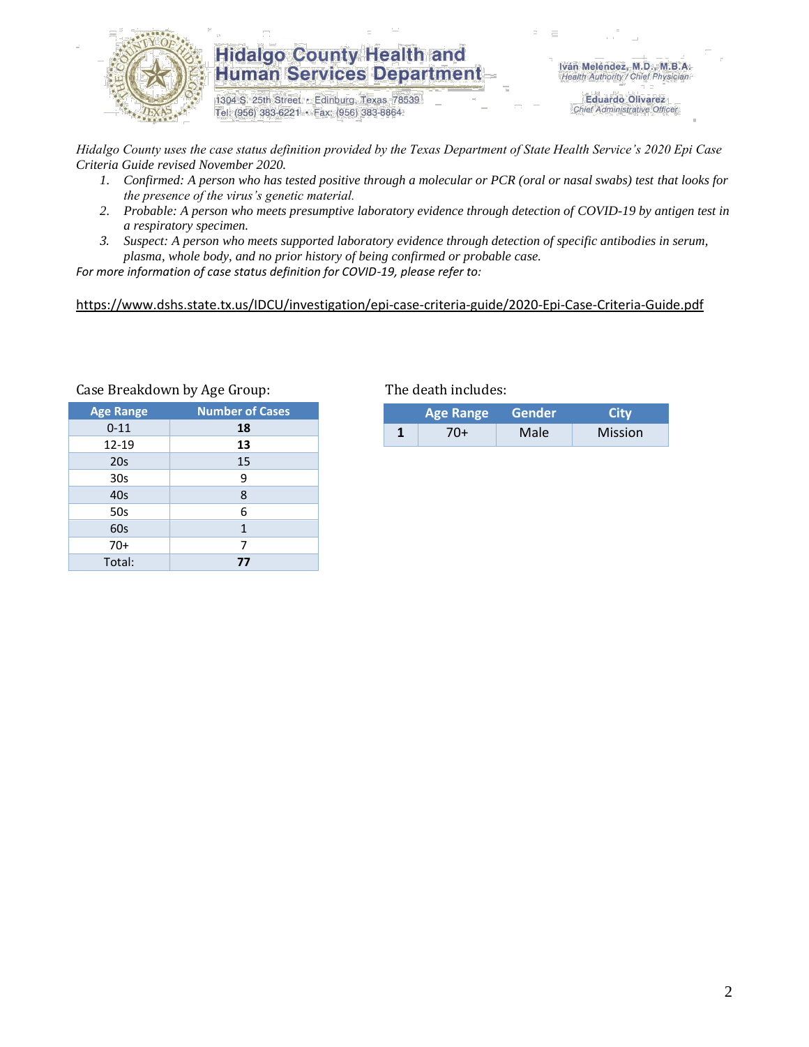# Hidalgo County Health and Human Services Department

1304 S. 25th Street • Edinburg, Texas 78539
Tel: (956) 383-6221 • Fax: (956) 383-8864

Iván Meléndez, M.D., M.B.A.
*Health Authority / Chief Physician*

Eduardo Olivarez
*Chief Administrative Officer*

*Hidalgo County uses the case status definition provided by the Texas Department of State Health Service's 2020 Epi Case Criteria Guide revised November 2020.*

1. *Confirmed: A person who has tested positive through a molecular or PCR (oral or nasal swabs) test that looks for the presence of the virus's genetic material.*
2. *Probable: A person who meets presumptive laboratory evidence through detection of COVID-19 by antigen test in a respiratory specimen.*
3. *Suspect: A person who meets supported laboratory evidence through detection of specific antibodies in serum, plasma, whole body, and no prior history of being confirmed or probable case.*

*For more information of case status definition for COVID-19, please refer to:*

https://www.dshs.state.tx.us/IDCU/investigation/epi-case-criteria-guide/2020-Epi-Case-Criteria-Guide.pdf

Case Breakdown by Age Group:

| Age Range | Number of Cases |
|---|---|
| 0-11 | **18** |
| 12-19 | **13** |
| 20s | 15 |
| 30s | 9 |
| 40s | 8 |
| 50s | 6 |
| 60s | 1 |
| 70+ | 7 |
| Total: | **77** |

The death includes:

| | Age Range | Gender | City |
|---|---|---|---|
| **1** | 70+ | Male | Mission |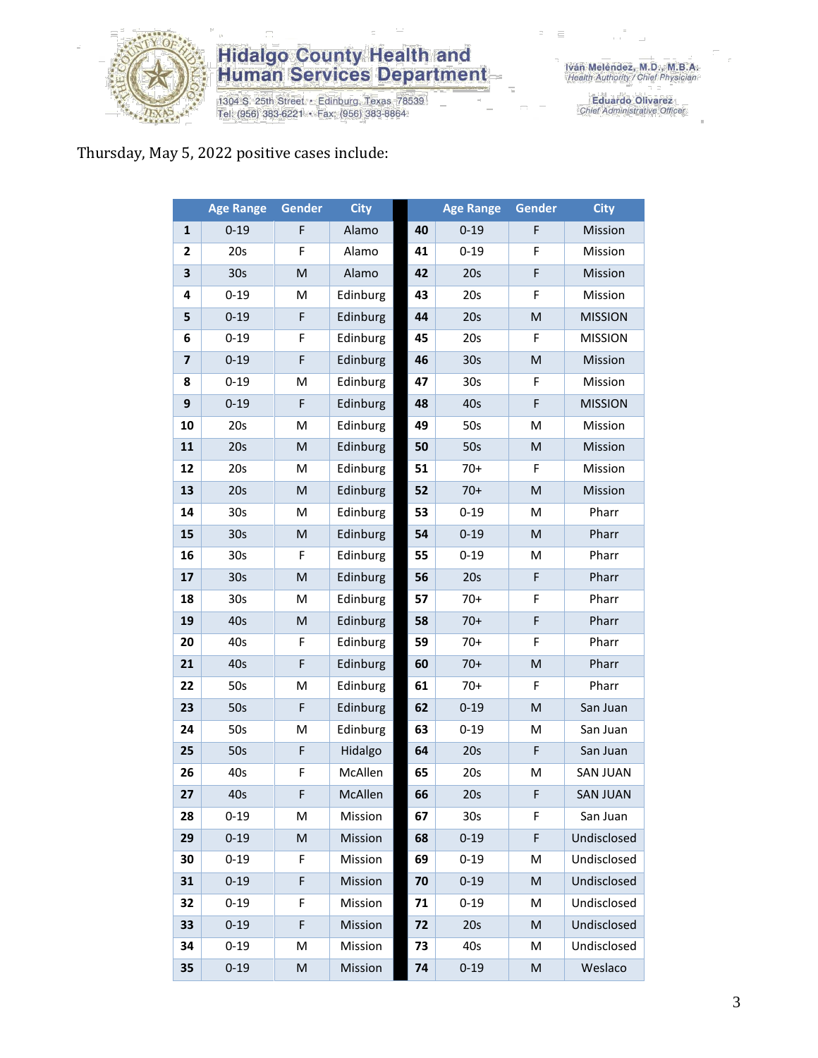# Hidalgo County Health and Human Services Department

1304 S. 25th Street • Edinburg, Texas 78539
Tel: (956) 383-6221 • Fax: (956) 383-8864

Iván Meléndez, M.D., M.B.A.
*Health Authority / Chief Physician*

Eduardo Olivarez
*Chief Administrative Officer*

Thursday, May 5, 2022 positive cases include:

| | Age Range | Gender | City | | Age Range | Gender | City |
|---|---|---|---|---|---|---|---|
| 1 | 0-19 | F | Alamo | 40 | 0-19 | F | Mission |
| 2 | 20s | F | Alamo | 41 | 0-19 | F | Mission |
| 3 | 30s | M | Alamo | 42 | 20s | F | Mission |
| 4 | 0-19 | M | Edinburg | 43 | 20s | F | Mission |
| 5 | 0-19 | F | Edinburg | 44 | 20s | M | MISSION |
| 6 | 0-19 | F | Edinburg | 45 | 20s | F | MISSION |
| 7 | 0-19 | F | Edinburg | 46 | 30s | M | Mission |
| 8 | 0-19 | M | Edinburg | 47 | 30s | F | Mission |
| 9 | 0-19 | F | Edinburg | 48 | 40s | F | MISSION |
| 10 | 20s | M | Edinburg | 49 | 50s | M | Mission |
| 11 | 20s | M | Edinburg | 50 | 50s | M | Mission |
| 12 | 20s | M | Edinburg | 51 | 70+ | F | Mission |
| 13 | 20s | M | Edinburg | 52 | 70+ | M | Mission |
| 14 | 30s | M | Edinburg | 53 | 0-19 | M | Pharr |
| 15 | 30s | M | Edinburg | 54 | 0-19 | M | Pharr |
| 16 | 30s | F | Edinburg | 55 | 0-19 | M | Pharr |
| 17 | 30s | M | Edinburg | 56 | 20s | F | Pharr |
| 18 | 30s | M | Edinburg | 57 | 70+ | F | Pharr |
| 19 | 40s | M | Edinburg | 58 | 70+ | F | Pharr |
| 20 | 40s | F | Edinburg | 59 | 70+ | F | Pharr |
| 21 | 40s | F | Edinburg | 60 | 70+ | M | Pharr |
| 22 | 50s | M | Edinburg | 61 | 70+ | F | Pharr |
| 23 | 50s | F | Edinburg | 62 | 0-19 | M | San Juan |
| 24 | 50s | M | Edinburg | 63 | 0-19 | M | San Juan |
| 25 | 50s | F | Hidalgo | 64 | 20s | F | San Juan |
| 26 | 40s | F | McAllen | 65 | 20s | M | SAN JUAN |
| 27 | 40s | F | McAllen | 66 | 20s | F | SAN JUAN |
| 28 | 0-19 | M | Mission | 67 | 30s | F | San Juan |
| 29 | 0-19 | M | Mission | 68 | 0-19 | F | Undisclosed |
| 30 | 0-19 | F | Mission | 69 | 0-19 | M | Undisclosed |
| 31 | 0-19 | F | Mission | 70 | 0-19 | M | Undisclosed |
| 32 | 0-19 | F | Mission | 71 | 0-19 | M | Undisclosed |
| 33 | 0-19 | F | Mission | 72 | 20s | M | Undisclosed |
| 34 | 0-19 | M | Mission | 73 | 40s | M | Undisclosed |
| 35 | 0-19 | M | Mission | 74 | 0-19 | M | Weslaco |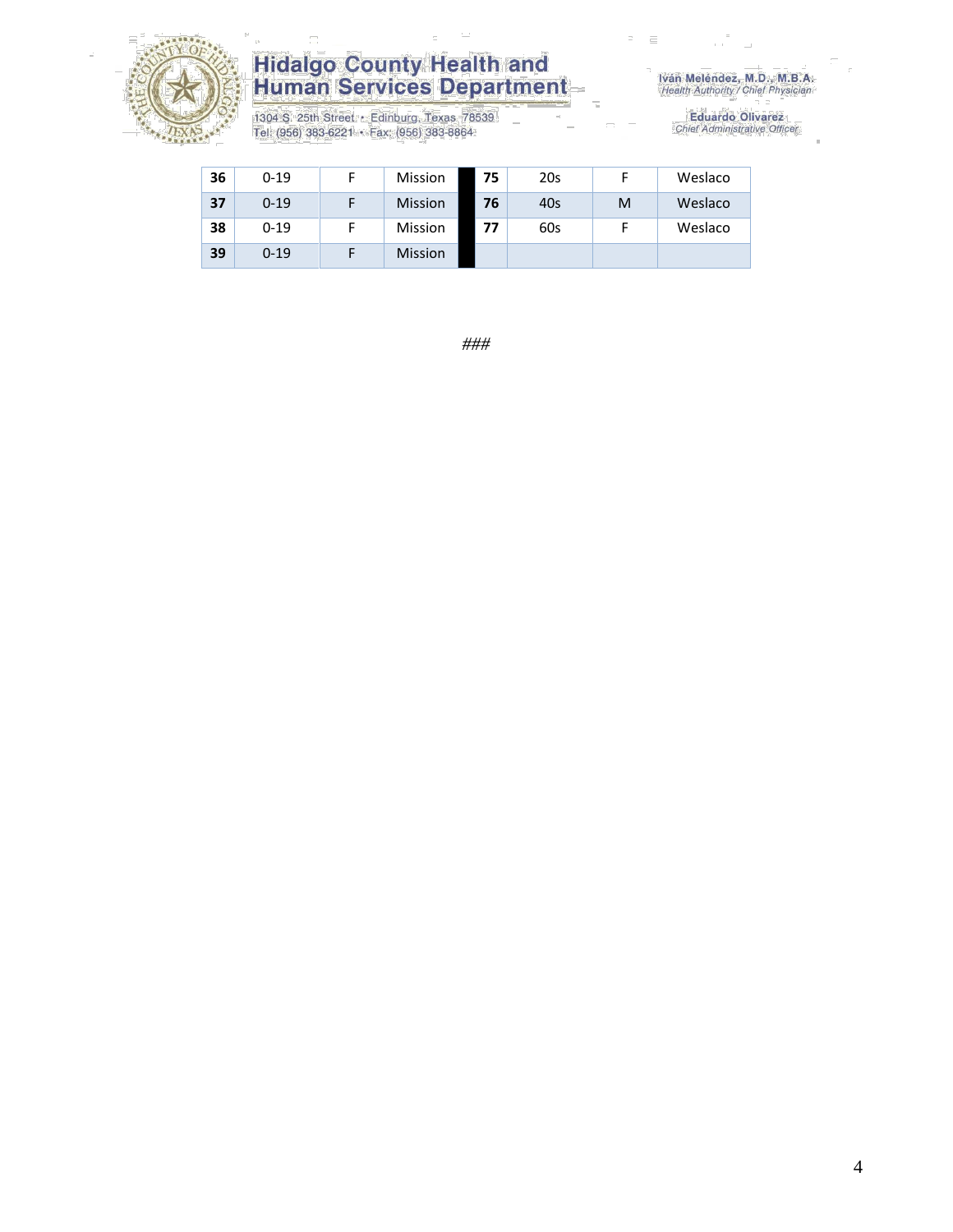| | | | | | | | | |
|---|---|---|---|---|---|---|---|---|
| **36** | 0-19 | F | Mission | | **75** | 20s | F | Weslaco |
| **37** | 0-19 | F | Mission | | **76** | 40s | M | Weslaco |
| **38** | 0-19 | F | Mission | | **77** | 60s | F | Weslaco |
| **39** | 0-19 | F | Mission | | | | | |

###